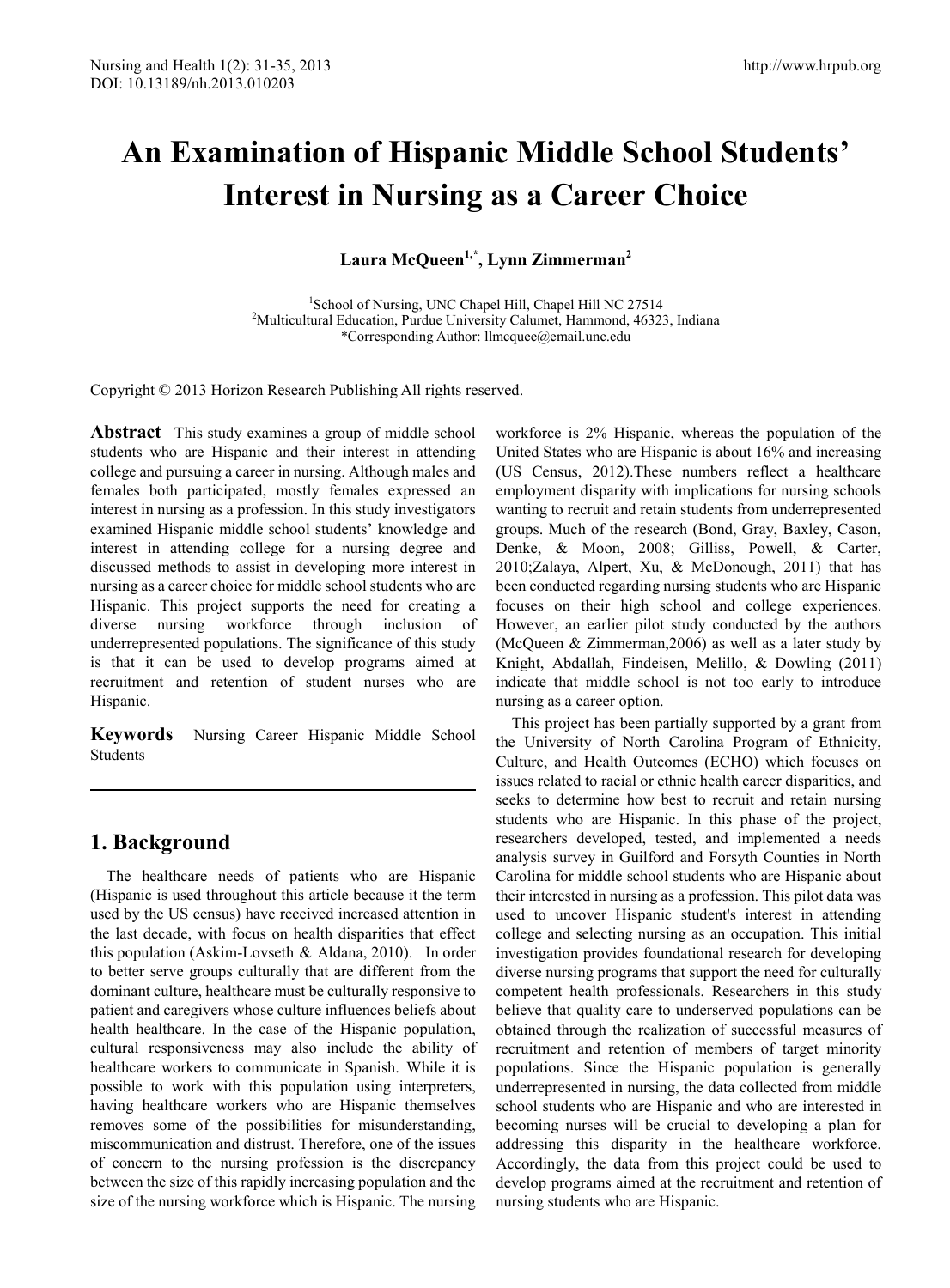# An Examination of Hispanic Middle School Students' Interest in Nursing as a Career Choice

**Laura McQueen[1,*], Lynn Zimmerman[2]**

[1]School of Nursing, UNC Chapel Hill, Chapel Hill NC 27514
[2]Multicultural Education, Purdue University Calumet, Hammond, 46323, Indiana
*Corresponding Author: llmcquee@email.unc.edu

Copyright © 2013 Horizon Research Publishing All rights reserved.

**Abstract** This study examines a group of middle school students who are Hispanic and their interest in attending college and pursuing a career in nursing. Although males and females both participated, mostly females expressed an interest in nursing as a profession. In this study investigators examined Hispanic middle school students' knowledge and interest in attending college for a nursing degree and discussed methods to assist in developing more interest in nursing as a career choice for middle school students who are Hispanic. This project supports the need for creating a diverse nursing workforce through inclusion of underrepresented populations. The significance of this study is that it can be used to develop programs aimed at recruitment and retention of student nurses who are Hispanic.

**Keywords** Nursing Career Hispanic Middle School Students

## 1. Background

The healthcare needs of patients who are Hispanic (Hispanic is used throughout this article because it the term used by the US census) have received increased attention in the last decade, with focus on health disparities that effect this population (Askim-Lovseth & Aldana, 2010). In order to better serve groups culturally that are different from the dominant culture, healthcare must be culturally responsive to patient and caregivers whose culture influences beliefs about health healthcare. In the case of the Hispanic population, cultural responsiveness may also include the ability of healthcare workers to communicate in Spanish. While it is possible to work with this population using interpreters, having healthcare workers who are Hispanic themselves removes some of the possibilities for misunderstanding, miscommunication and distrust. Therefore, one of the issues of concern to the nursing profession is the discrepancy between the size of this rapidly increasing population and the size of the nursing workforce which is Hispanic. The nursing workforce is 2% Hispanic, whereas the population of the United States who are Hispanic is about 16% and increasing (US Census, 2012).These numbers reflect a healthcare employment disparity with implications for nursing schools wanting to recruit and retain students from underrepresented groups. Much of the research (Bond, Gray, Baxley, Cason, Denke, & Moon, 2008; Gilliss, Powell, & Carter, 2010;Zalaya, Alpert, Xu, & McDonough, 2011) that has been conducted regarding nursing students who are Hispanic focuses on their high school and college experiences. However, an earlier pilot study conducted by the authors (McQueen & Zimmerman,2006) as well as a later study by Knight, Abdallah, Findeisen, Melillo, & Dowling (2011) indicate that middle school is not too early to introduce nursing as a career option.

This project has been partially supported by a grant from the University of North Carolina Program of Ethnicity, Culture, and Health Outcomes (ECHO) which focuses on issues related to racial or ethnic health career disparities, and seeks to determine how best to recruit and retain nursing students who are Hispanic. In this phase of the project, researchers developed, tested, and implemented a needs analysis survey in Guilford and Forsyth Counties in North Carolina for middle school students who are Hispanic about their interested in nursing as a profession. This pilot data was used to uncover Hispanic student's interest in attending college and selecting nursing as an occupation. This initial investigation provides foundational research for developing diverse nursing programs that support the need for culturally competent health professionals. Researchers in this study believe that quality care to underserved populations can be obtained through the realization of successful measures of recruitment and retention of members of target minority populations. Since the Hispanic population is generally underrepresented in nursing, the data collected from middle school students who are Hispanic and who are interested in becoming nurses will be crucial to developing a plan for addressing this disparity in the healthcare workforce. Accordingly, the data from this project could be used to develop programs aimed at the recruitment and retention of nursing students who are Hispanic.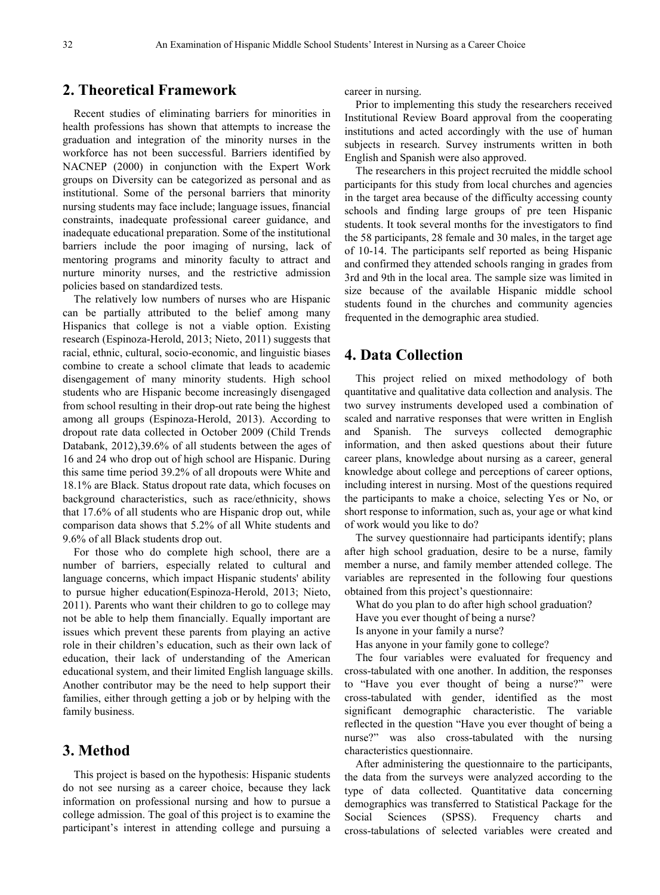## 2. Theoretical Framework

Recent studies of eliminating barriers for minorities in health professions has shown that attempts to increase the graduation and integration of the minority nurses in the workforce has not been successful. Barriers identified by NACNEP (2000) in conjunction with the Expert Work groups on Diversity can be categorized as personal and as institutional. Some of the personal barriers that minority nursing students may face include; language issues, financial constraints, inadequate professional career guidance, and inadequate educational preparation. Some of the institutional barriers include the poor imaging of nursing, lack of mentoring programs and minority faculty to attract and nurture minority nurses, and the restrictive admission policies based on standardized tests.

The relatively low numbers of nurses who are Hispanic can be partially attributed to the belief among many Hispanics that college is not a viable option. Existing research (Espinoza-Herold, 2013; Nieto, 2011) suggests that racial, ethnic, cultural, socio-economic, and linguistic biases combine to create a school climate that leads to academic disengagement of many minority students. High school students who are Hispanic become increasingly disengaged from school resulting in their drop-out rate being the highest among all groups (Espinoza-Herold, 2013). According to dropout rate data collected in October 2009 (Child Trends Databank, 2012),39.6% of all students between the ages of 16 and 24 who drop out of high school are Hispanic. During this same time period 39.2% of all dropouts were White and 18.1% are Black. Status dropout rate data, which focuses on background characteristics, such as race/ethnicity, shows that 17.6% of all students who are Hispanic drop out, while comparison data shows that 5.2% of all White students and 9.6% of all Black students drop out.

For those who do complete high school, there are a number of barriers, especially related to cultural and language concerns, which impact Hispanic students' ability to pursue higher education(Espinoza-Herold, 2013; Nieto, 2011). Parents who want their children to go to college may not be able to help them financially. Equally important are issues which prevent these parents from playing an active role in their children's education, such as their own lack of education, their lack of understanding of the American educational system, and their limited English language skills. Another contributor may be the need to help support their families, either through getting a job or by helping with the family business.

## 3. Method

This project is based on the hypothesis: Hispanic students do not see nursing as a career choice, because they lack information on professional nursing and how to pursue a college admission. The goal of this project is to examine the participant's interest in attending college and pursuing a career in nursing.

Prior to implementing this study the researchers received Institutional Review Board approval from the cooperating institutions and acted accordingly with the use of human subjects in research. Survey instruments written in both English and Spanish were also approved.

The researchers in this project recruited the middle school participants for this study from local churches and agencies in the target area because of the difficulty accessing county schools and finding large groups of pre teen Hispanic students. It took several months for the investigators to find the 58 participants, 28 female and 30 males, in the target age of 10-14. The participants self reported as being Hispanic and confirmed they attended schools ranging in grades from 3rd and 9th in the local area. The sample size was limited in size because of the available Hispanic middle school students found in the churches and community agencies frequented in the demographic area studied.

## 4. Data Collection

This project relied on mixed methodology of both quantitative and qualitative data collection and analysis. The two survey instruments developed used a combination of scaled and narrative responses that were written in English and Spanish. The surveys collected demographic information, and then asked questions about their future career plans, knowledge about nursing as a career, general knowledge about college and perceptions of career options, including interest in nursing. Most of the questions required the participants to make a choice, selecting Yes or No, or short response to information, such as, your age or what kind of work would you like to do?

The survey questionnaire had participants identify; plans after high school graduation, desire to be a nurse, family member a nurse, and family member attended college. The variables are represented in the following four questions obtained from this project's questionnaire:

What do you plan to do after high school graduation?

Have you ever thought of being a nurse?

Is anyone in your family a nurse?

Has anyone in your family gone to college?

The four variables were evaluated for frequency and cross-tabulated with one another. In addition, the responses to "Have you ever thought of being a nurse?" were cross-tabulated with gender, identified as the most significant demographic characteristic. The variable reflected in the question "Have you ever thought of being a nurse?" was also cross-tabulated with the nursing characteristics questionnaire.

After administering the questionnaire to the participants, the data from the surveys were analyzed according to the type of data collected. Quantitative data concerning demographics was transferred to Statistical Package for the Social Sciences (SPSS). Frequency charts and cross-tabulations of selected variables were created and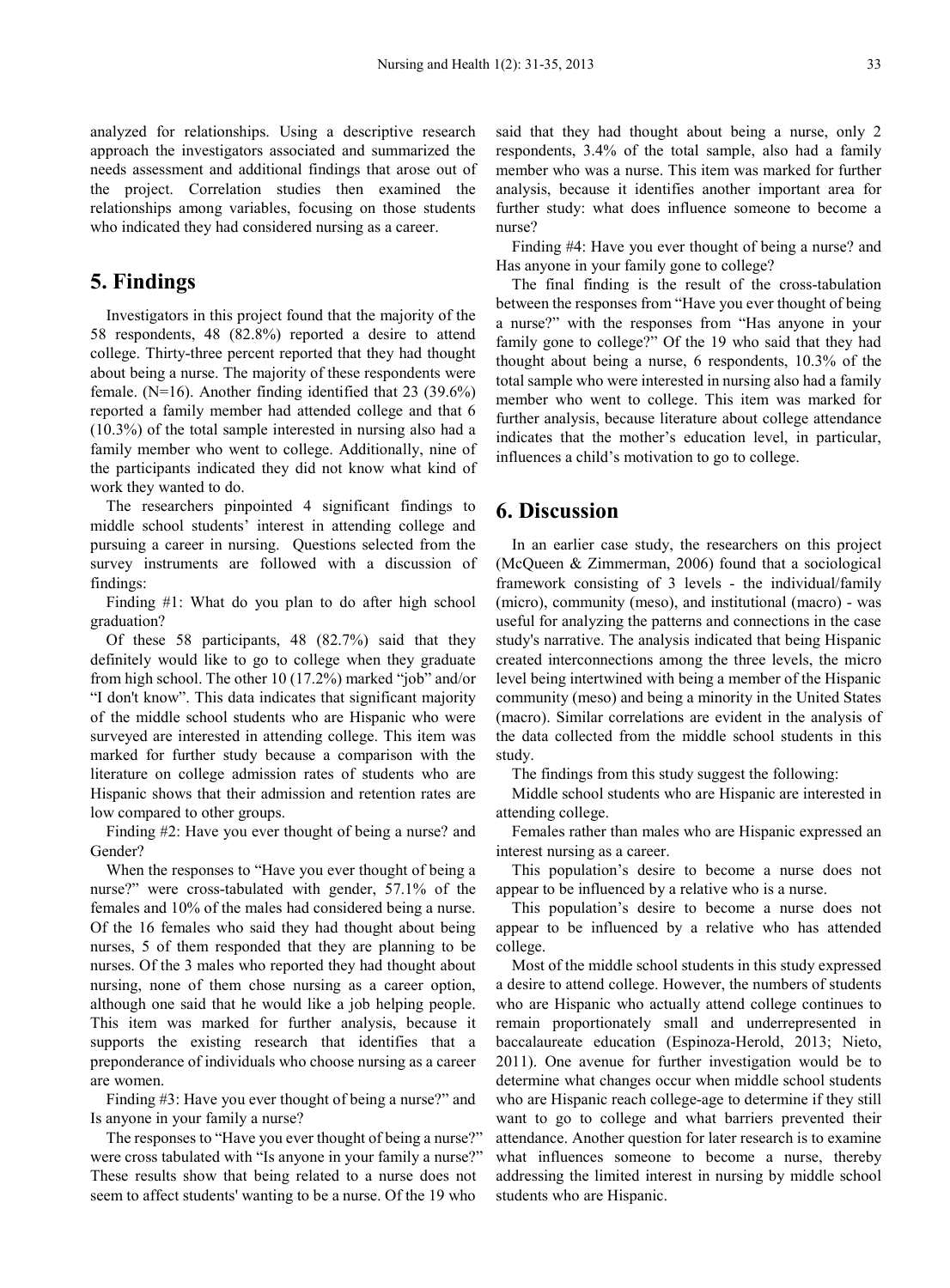analyzed for relationships. Using a descriptive research approach the investigators associated and summarized the needs assessment and additional findings that arose out of the project. Correlation studies then examined the relationships among variables, focusing on those students who indicated they had considered nursing as a career.

## 5. Findings

Investigators in this project found that the majority of the 58 respondents, 48 (82.8%) reported a desire to attend college. Thirty-three percent reported that they had thought about being a nurse. The majority of these respondents were female. (N=16). Another finding identified that 23 (39.6%) reported a family member had attended college and that 6 (10.3%) of the total sample interested in nursing also had a family member who went to college. Additionally, nine of the participants indicated they did not know what kind of work they wanted to do.

The researchers pinpointed 4 significant findings to middle school students' interest in attending college and pursuing a career in nursing. Questions selected from the survey instruments are followed with a discussion of findings:

Finding #1: What do you plan to do after high school graduation?

Of these 58 participants, 48 (82.7%) said that they definitely would like to go to college when they graduate from high school. The other 10 (17.2%) marked "job" and/or "I don't know". This data indicates that significant majority of the middle school students who are Hispanic who were surveyed are interested in attending college. This item was marked for further study because a comparison with the literature on college admission rates of students who are Hispanic shows that their admission and retention rates are low compared to other groups.

Finding #2: Have you ever thought of being a nurse? and Gender?

When the responses to "Have you ever thought of being a nurse?" were cross-tabulated with gender, 57.1% of the females and 10% of the males had considered being a nurse. Of the 16 females who said they had thought about being nurses, 5 of them responded that they are planning to be nurses. Of the 3 males who reported they had thought about nursing, none of them chose nursing as a career option, although one said that he would like a job helping people. This item was marked for further analysis, because it supports the existing research that identifies that a preponderance of individuals who choose nursing as a career are women.

Finding #3: Have you ever thought of being a nurse?" and Is anyone in your family a nurse?

The responses to "Have you ever thought of being a nurse?" were cross tabulated with "Is anyone in your family a nurse?" These results show that being related to a nurse does not seem to affect students' wanting to be a nurse. Of the 19 who said that they had thought about being a nurse, only 2 respondents, 3.4% of the total sample, also had a family member who was a nurse. This item was marked for further analysis, because it identifies another important area for further study: what does influence someone to become a nurse?

Finding #4: Have you ever thought of being a nurse? and Has anyone in your family gone to college?

The final finding is the result of the cross-tabulation between the responses from "Have you ever thought of being a nurse?" with the responses from "Has anyone in your family gone to college?" Of the 19 who said that they had thought about being a nurse, 6 respondents, 10.3% of the total sample who were interested in nursing also had a family member who went to college. This item was marked for further analysis, because literature about college attendance indicates that the mother's education level, in particular, influences a child's motivation to go to college.

## 6. Discussion

In an earlier case study, the researchers on this project (McQueen & Zimmerman, 2006) found that a sociological framework consisting of 3 levels - the individual/family (micro), community (meso), and institutional (macro) - was useful for analyzing the patterns and connections in the case study's narrative. The analysis indicated that being Hispanic created interconnections among the three levels, the micro level being intertwined with being a member of the Hispanic community (meso) and being a minority in the United States (macro). Similar correlations are evident in the analysis of the data collected from the middle school students in this study.

The findings from this study suggest the following:

Middle school students who are Hispanic are interested in attending college.

Females rather than males who are Hispanic expressed an interest nursing as a career.

This population's desire to become a nurse does not appear to be influenced by a relative who is a nurse.

This population's desire to become a nurse does not appear to be influenced by a relative who has attended college.

Most of the middle school students in this study expressed a desire to attend college. However, the numbers of students who are Hispanic who actually attend college continues to remain proportionately small and underrepresented in baccalaureate education (Espinoza-Herold, 2013; Nieto, 2011). One avenue for further investigation would be to determine what changes occur when middle school students who are Hispanic reach college-age to determine if they still want to go to college and what barriers prevented their attendance. Another question for later research is to examine what influences someone to become a nurse, thereby addressing the limited interest in nursing by middle school students who are Hispanic.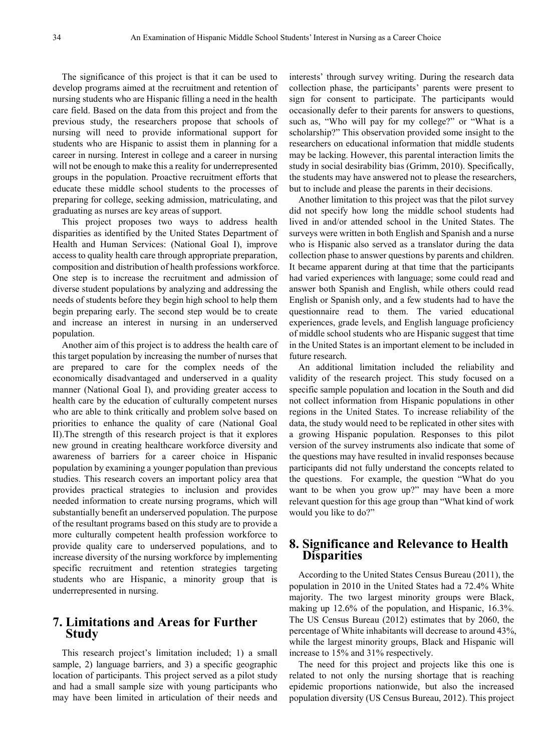The significance of this project is that it can be used to develop programs aimed at the recruitment and retention of nursing students who are Hispanic filling a need in the health care field. Based on the data from this project and from the previous study, the researchers propose that schools of nursing will need to provide informational support for students who are Hispanic to assist them in planning for a career in nursing. Interest in college and a career in nursing will not be enough to make this a reality for underrepresented groups in the population. Proactive recruitment efforts that educate these middle school students to the processes of preparing for college, seeking admission, matriculating, and graduating as nurses are key areas of support.

This project proposes two ways to address health disparities as identified by the United States Department of Health and Human Services: (National Goal I), improve access to quality health care through appropriate preparation, composition and distribution of health professions workforce. One step is to increase the recruitment and admission of diverse student populations by analyzing and addressing the needs of students before they begin high school to help them begin preparing early. The second step would be to create and increase an interest in nursing in an underserved population.

Another aim of this project is to address the health care of this target population by increasing the number of nurses that are prepared to care for the complex needs of the economically disadvantaged and underserved in a quality manner (National Goal I), and providing greater access to health care by the education of culturally competent nurses who are able to think critically and problem solve based on priorities to enhance the quality of care (National Goal II).The strength of this research project is that it explores new ground in creating healthcare workforce diversity and awareness of barriers for a career choice in Hispanic population by examining a younger population than previous studies. This research covers an important policy area that provides practical strategies to inclusion and provides needed information to create nursing programs, which will substantially benefit an underserved population. The purpose of the resultant programs based on this study are to provide a more culturally competent health profession workforce to provide quality care to underserved populations, and to increase diversity of the nursing workforce by implementing specific recruitment and retention strategies targeting students who are Hispanic, a minority group that is underrepresented in nursing.

## 7. Limitations and Areas for Further Study

This research project's limitation included; 1) a small sample, 2) language barriers, and 3) a specific geographic location of participants. This project served as a pilot study and had a small sample size with young participants who may have been limited in articulation of their needs and interests' through survey writing. During the research data collection phase, the participants' parents were present to sign for consent to participate. The participants would occasionally defer to their parents for answers to questions, such as, "Who will pay for my college?" or "What is a scholarship?" This observation provided some insight to the researchers on educational information that middle students may be lacking. However, this parental interaction limits the study in social desirability bias (Grimm, 2010). Specifically, the students may have answered not to please the researchers, but to include and please the parents in their decisions.

Another limitation to this project was that the pilot survey did not specify how long the middle school students had lived in and/or attended school in the United States. The surveys were written in both English and Spanish and a nurse who is Hispanic also served as a translator during the data collection phase to answer questions by parents and children. It became apparent during at that time that the participants had varied experiences with language; some could read and answer both Spanish and English, while others could read English or Spanish only, and a few students had to have the questionnaire read to them. The varied educational experiences, grade levels, and English language proficiency of middle school students who are Hispanic suggest that time in the United States is an important element to be included in future research.

An additional limitation included the reliability and validity of the research project. This study focused on a specific sample population and location in the South and did not collect information from Hispanic populations in other regions in the United States. To increase reliability of the data, the study would need to be replicated in other sites with a growing Hispanic population. Responses to this pilot version of the survey instruments also indicate that some of the questions may have resulted in invalid responses because participants did not fully understand the concepts related to the questions. For example, the question "What do you want to be when you grow up?" may have been a more relevant question for this age group than "What kind of work would you like to do?"

## 8. Significance and Relevance to Health Disparities

According to the United States Census Bureau (2011), the population in 2010 in the United States had a 72.4% White majority. The two largest minority groups were Black, making up 12.6% of the population, and Hispanic, 16.3%. The US Census Bureau (2012) estimates that by 2060, the percentage of White inhabitants will decrease to around 43%, while the largest minority groups, Black and Hispanic will increase to 15% and 31% respectively.

The need for this project and projects like this one is related to not only the nursing shortage that is reaching epidemic proportions nationwide, but also the increased population diversity (US Census Bureau, 2012). This project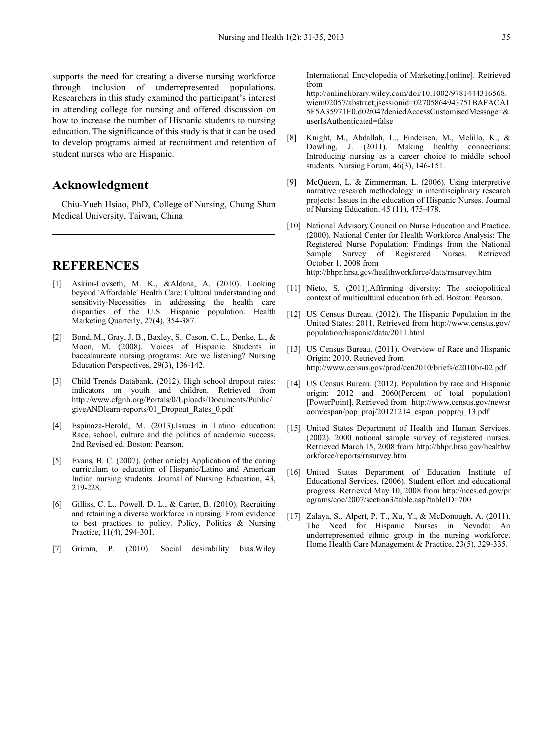supports the need for creating a diverse nursing workforce through inclusion of underrepresented populations. Researchers in this study examined the participant's interest in attending college for nursing and offered discussion on how to increase the number of Hispanic students to nursing education. The significance of this study is that it can be used to develop programs aimed at recruitment and retention of student nurses who are Hispanic.

## Acknowledgment

Chiu-Yueh Hsiao, PhD, College of Nursing, Chung Shan Medical University, Taiwan, China

---

## REFERENCES

[1] Askim-Lovseth, M. K., &Aldana, A. (2010). Looking beyond 'Affordable' Health Care: Cultural understanding and sensitivity-Necessities in addressing the health care disparities of the U.S. Hispanic population. Health Marketing Quarterly, 27(4), 354-387.

[2] Bond, M., Gray, J. B., Baxley, S., Cason, C. L., Denke, L., & Moon, M. (2008). Voices of Hispanic Students in baccalaureate nursing programs: Are we listening? Nursing Education Perspectives, 29(3), 136-142.

[3] Child Trends Databank. (2012). High school dropout rates: indicators on youth and children. Retrieved from http://www.cfgnh.org/Portals/0/Uploads/Documents/Public/giveANDlearn-reports/01_Dropout_Rates_0.pdf

[4] Espinoza-Herold, M. (2013).Issues in Latino education: Race, school, culture and the politics of academic success. 2nd Revised ed. Boston: Pearson.

[5] Evans, B. C. (2007). (other article) Application of the caring curriculum to education of Hispanic/Latino and American Indian nursing students. Journal of Nursing Education, 43, 219-228.

[6] Gilliss, C. L., Powell, D. L., & Carter, B. (2010). Recruiting and retaining a diverse workforce in nursing: From evidence to best practices to policy. Policy, Politics & Nursing Practice, 11(4), 294-301.

[7] Grimm, P. (2010). Social desirability bias.Wiley International Encyclopedia of Marketing.[online]. Retrieved from http://onlinelibrary.wiley.com/doi/10.1002/9781444316568.wiem02057/abstract;jsessionid=02705864943751BAFACA15F5A35971E0.d02t04?deniedAccessCustomisedMessage=&userIsAuthenticated=false

[8] Knight, M., Abdallah, L., Findeisen, M., Melillo, K., & Dowling, J. (2011). Making healthy connections: Introducing nursing as a career choice to middle school students. Nursing Forum, 46(3), 146-151.

[9] McQueen, L. & Zimmerman, L. (2006). Using interpretive narrative research methodology in interdisciplinary research projects: Issues in the education of Hispanic Nurses. Journal of Nursing Education. 45 (11), 475-478.

[10] National Advisory Council on Nurse Education and Practice. (2000). National Center for Health Workforce Analysis: The Registered Nurse Population: Findings from the National Sample Survey of Registered Nurses. Retrieved October 1, 2008 from http://bhpr.hrsa.gov/healthworkforce/data/rnsurvey.htm

[11] Nieto, S. (2011).Affirming diversity: The sociopolitical context of multicultural education 6th ed. Boston: Pearson.

[12] US Census Bureau. (2012). The Hispanic Population in the United States: 2011. Retrieved from http://www.census.gov/population/hispanic/data/2011.html

[13] US Census Bureau. (2011). Overview of Race and Hispanic Origin: 2010. Retrieved from http://www.census.gov/prod/cen2010/briefs/c2010br-02.pdf

[14] US Census Bureau. (2012). Population by race and Hispanic origin: 2012 and 2060(Percent of total population) [PowerPoint]. Retrieved from http://www.census.gov/newsroom/cspan/pop_proj/20121214_cspan_popproj_13.pdf

[15] United States Department of Health and Human Services. (2002). 2000 national sample survey of registered nurses. Retrieved March 15, 2008 from http://bhpr.hrsa.gov/healthworkforce/reports/rnsurvey.htm

[16] United States Department of Education Institute of Educational Services. (2006). Student effort and educational progress. Retrieved May 10, 2008 from http://nces.ed.gov/programs/coe/2007/section3/table.asp?tableID=700

[17] Zalaya, S., Alpert, P. T., Xu, Y., & McDonough, A. (2011). The Need for Hispanic Nurses in Nevada: An underrepresented ethnic group in the nursing workforce. Home Health Care Management & Practice, 23(5), 329-335.